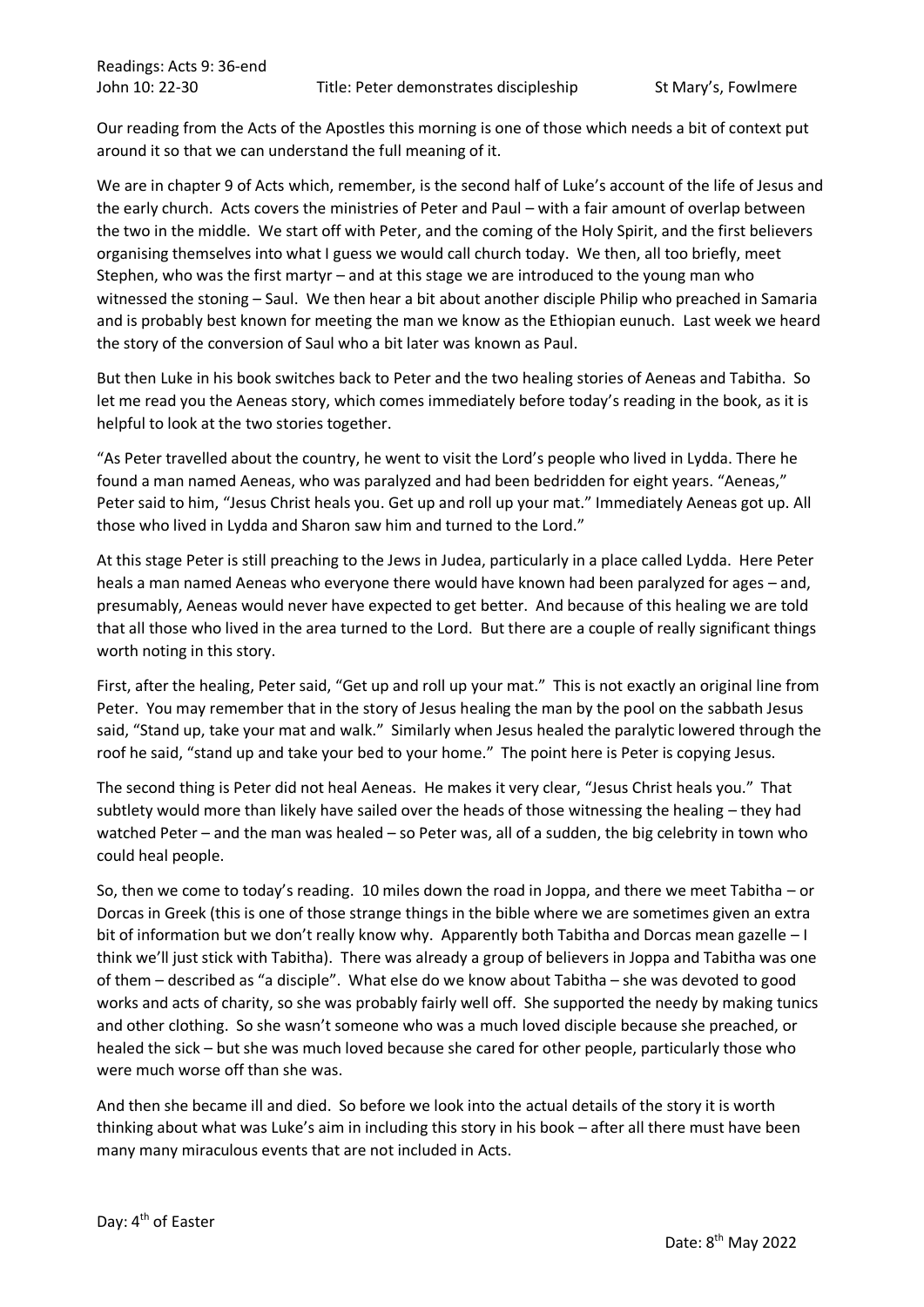Readings: Acts 9: 36-end
John 10: 22-30 Title: Peter demonstrates discipleship St Mary's, Fowlmere

Our reading from the Acts of the Apostles this morning is one of those which needs a bit of context put around it so that we can understand the full meaning of it.

We are in chapter 9 of Acts which, remember, is the second half of Luke's account of the life of Jesus and the early church. Acts covers the ministries of Peter and Paul – with a fair amount of overlap between the two in the middle. We start off with Peter, and the coming of the Holy Spirit, and the first believers organising themselves into what I guess we would call church today. We then, all too briefly, meet Stephen, who was the first martyr – and at this stage we are introduced to the young man who witnessed the stoning – Saul. We then hear a bit about another disciple Philip who preached in Samaria and is probably best known for meeting the man we know as the Ethiopian eunuch. Last week we heard the story of the conversion of Saul who a bit later was known as Paul.

But then Luke in his book switches back to Peter and the two healing stories of Aeneas and Tabitha. So let me read you the Aeneas story, which comes immediately before today's reading in the book, as it is helpful to look at the two stories together.

"As Peter travelled about the country, he went to visit the Lord's people who lived in Lydda. There he found a man named Aeneas, who was paralyzed and had been bedridden for eight years. "Aeneas," Peter said to him, "Jesus Christ heals you. Get up and roll up your mat." Immediately Aeneas got up. All those who lived in Lydda and Sharon saw him and turned to the Lord."

At this stage Peter is still preaching to the Jews in Judea, particularly in a place called Lydda. Here Peter heals a man named Aeneas who everyone there would have known had been paralyzed for ages – and, presumably, Aeneas would never have expected to get better. And because of this healing we are told that all those who lived in the area turned to the Lord. But there are a couple of really significant things worth noting in this story.

First, after the healing, Peter said, "Get up and roll up your mat." This is not exactly an original line from Peter. You may remember that in the story of Jesus healing the man by the pool on the sabbath Jesus said, "Stand up, take your mat and walk." Similarly when Jesus healed the paralytic lowered through the roof he said, "stand up and take your bed to your home." The point here is Peter is copying Jesus.

The second thing is Peter did not heal Aeneas. He makes it very clear, "Jesus Christ heals you." That subtlety would more than likely have sailed over the heads of those witnessing the healing – they had watched Peter – and the man was healed – so Peter was, all of a sudden, the big celebrity in town who could heal people.

So, then we come to today's reading. 10 miles down the road in Joppa, and there we meet Tabitha – or Dorcas in Greek (this is one of those strange things in the bible where we are sometimes given an extra bit of information but we don't really know why. Apparently both Tabitha and Dorcas mean gazelle – I think we'll just stick with Tabitha). There was already a group of believers in Joppa and Tabitha was one of them – described as "a disciple". What else do we know about Tabitha – she was devoted to good works and acts of charity, so she was probably fairly well off. She supported the needy by making tunics and other clothing. So she wasn't someone who was a much loved disciple because she preached, or healed the sick – but she was much loved because she cared for other people, particularly those who were much worse off than she was.

And then she became ill and died. So before we look into the actual details of the story it is worth thinking about what was Luke's aim in including this story in his book – after all there must have been many many miraculous events that are not included in Acts.

Day: 4th of Easter

Date: 8th May 2022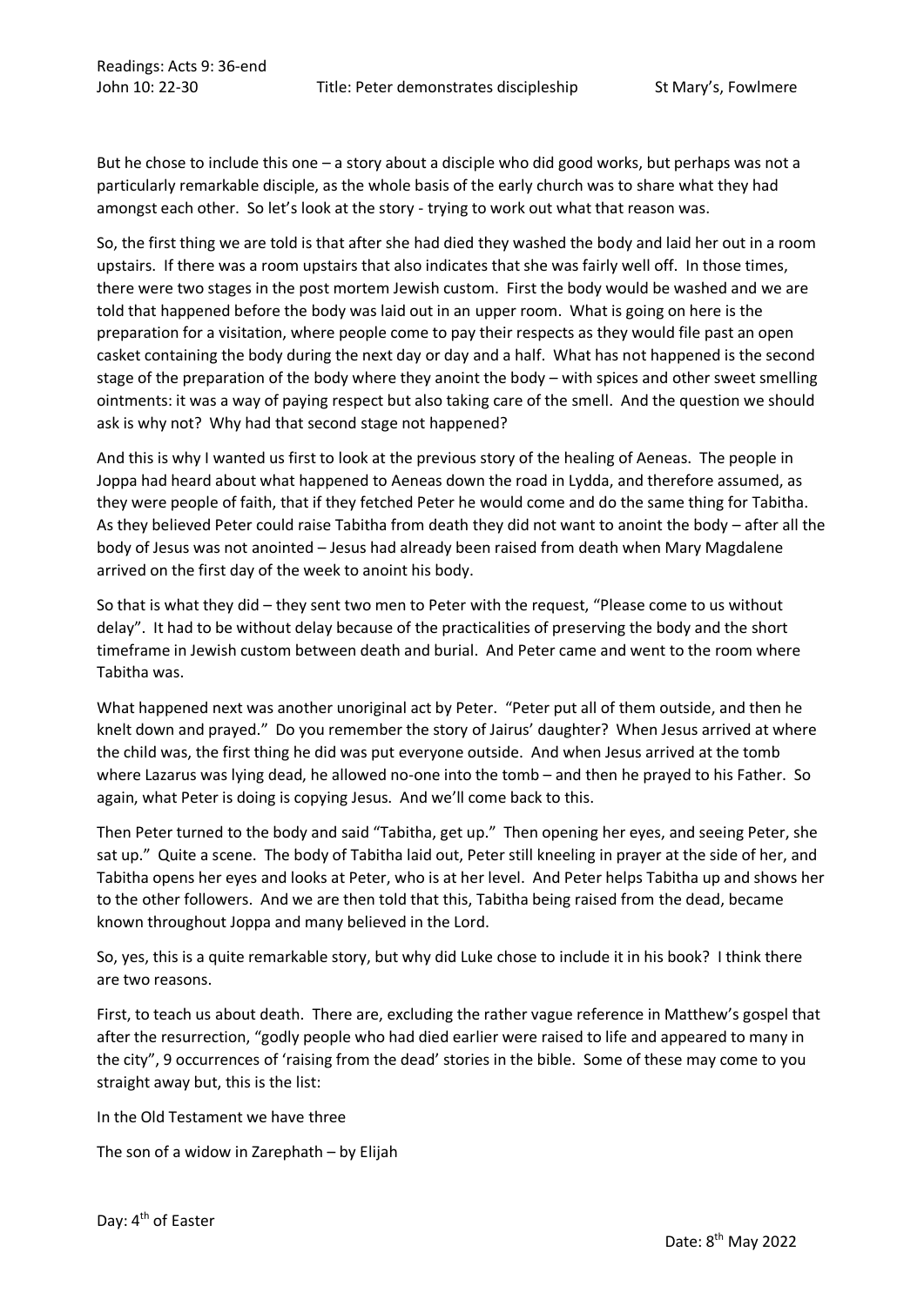But he chose to include this one – a story about a disciple who did good works, but perhaps was not a particularly remarkable disciple, as the whole basis of the early church was to share what they had amongst each other. So let's look at the story - trying to work out what that reason was.

So, the first thing we are told is that after she had died they washed the body and laid her out in a room upstairs. If there was a room upstairs that also indicates that she was fairly well off. In those times, there were two stages in the post mortem Jewish custom. First the body would be washed and we are told that happened before the body was laid out in an upper room. What is going on here is the preparation for a visitation, where people come to pay their respects as they would file past an open casket containing the body during the next day or day and a half. What has not happened is the second stage of the preparation of the body where they anoint the body – with spices and other sweet smelling ointments: it was a way of paying respect but also taking care of the smell. And the question we should ask is why not? Why had that second stage not happened?

And this is why I wanted us first to look at the previous story of the healing of Aeneas. The people in Joppa had heard about what happened to Aeneas down the road in Lydda, and therefore assumed, as they were people of faith, that if they fetched Peter he would come and do the same thing for Tabitha. As they believed Peter could raise Tabitha from death they did not want to anoint the body – after all the body of Jesus was not anointed – Jesus had already been raised from death when Mary Magdalene arrived on the first day of the week to anoint his body.

So that is what they did – they sent two men to Peter with the request, "Please come to us without delay". It had to be without delay because of the practicalities of preserving the body and the short timeframe in Jewish custom between death and burial. And Peter came and went to the room where Tabitha was.

What happened next was another unoriginal act by Peter. "Peter put all of them outside, and then he knelt down and prayed." Do you remember the story of Jairus' daughter? When Jesus arrived at where the child was, the first thing he did was put everyone outside. And when Jesus arrived at the tomb where Lazarus was lying dead, he allowed no-one into the tomb – and then he prayed to his Father. So again, what Peter is doing is copying Jesus. And we'll come back to this.

Then Peter turned to the body and said "Tabitha, get up." Then opening her eyes, and seeing Peter, she sat up." Quite a scene. The body of Tabitha laid out, Peter still kneeling in prayer at the side of her, and Tabitha opens her eyes and looks at Peter, who is at her level. And Peter helps Tabitha up and shows her to the other followers. And we are then told that this, Tabitha being raised from the dead, became known throughout Joppa and many believed in the Lord.

So, yes, this is a quite remarkable story, but why did Luke chose to include it in his book? I think there are two reasons.

First, to teach us about death. There are, excluding the rather vague reference in Matthew's gospel that after the resurrection, "godly people who had died earlier were raised to life and appeared to many in the city", 9 occurrences of 'raising from the dead' stories in the bible. Some of these may come to you straight away but, this is the list:

In the Old Testament we have three

The son of a widow in Zarephath – by Elijah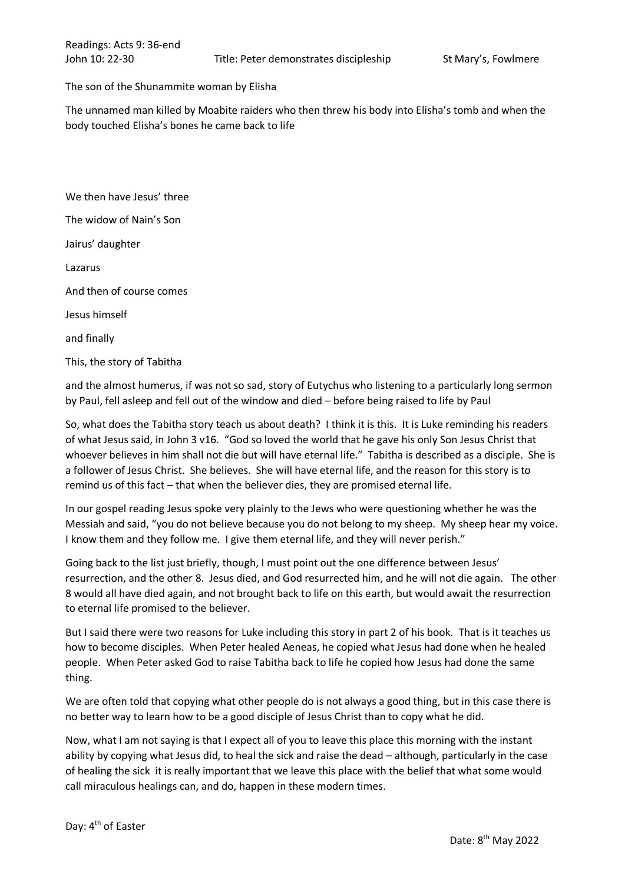The son of the Shunammite woman by Elisha

The unnamed man killed by Moabite raiders who then threw his body into Elisha's tomb and when the body touched Elisha's bones he came back to life

We then have Jesus' three

The widow of Nain's Son

Jairus' daughter

Lazarus

And then of course comes

Jesus himself

and finally

This, the story of Tabitha

and the almost humerus, if was not so sad, story of Eutychus who listening to a particularly long sermon by Paul, fell asleep and fell out of the window and died – before being raised to life by Paul

So, what does the Tabitha story teach us about death? I think it is this. It is Luke reminding his readers of what Jesus said, in John 3 v16. "God so loved the world that he gave his only Son Jesus Christ that whoever believes in him shall not die but will have eternal life." Tabitha is described as a disciple. She is a follower of Jesus Christ. She believes. She will have eternal life, and the reason for this story is to remind us of this fact – that when the believer dies, they are promised eternal life.

In our gospel reading Jesus spoke very plainly to the Jews who were questioning whether he was the Messiah and said, "you do not believe because you do not belong to my sheep. My sheep hear my voice. I know them and they follow me. I give them eternal life, and they will never perish."

Going back to the list just briefly, though, I must point out the one difference between Jesus' resurrection, and the other 8. Jesus died, and God resurrected him, and he will not die again. The other 8 would all have died again, and not brought back to life on this earth, but would await the resurrection to eternal life promised to the believer.

But I said there were two reasons for Luke including this story in part 2 of his book. That is it teaches us how to become disciples. When Peter healed Aeneas, he copied what Jesus had done when he healed people. When Peter asked God to raise Tabitha back to life he copied how Jesus had done the same thing.

We are often told that copying what other people do is not always a good thing, but in this case there is no better way to learn how to be a good disciple of Jesus Christ than to copy what he did.

Now, what I am not saying is that I expect all of you to leave this place this morning with the instant ability by copying what Jesus did, to heal the sick and raise the dead – although, particularly in the case of healing the sick it is really important that we leave this place with the belief that what some would call miraculous healings can, and do, happen in these modern times.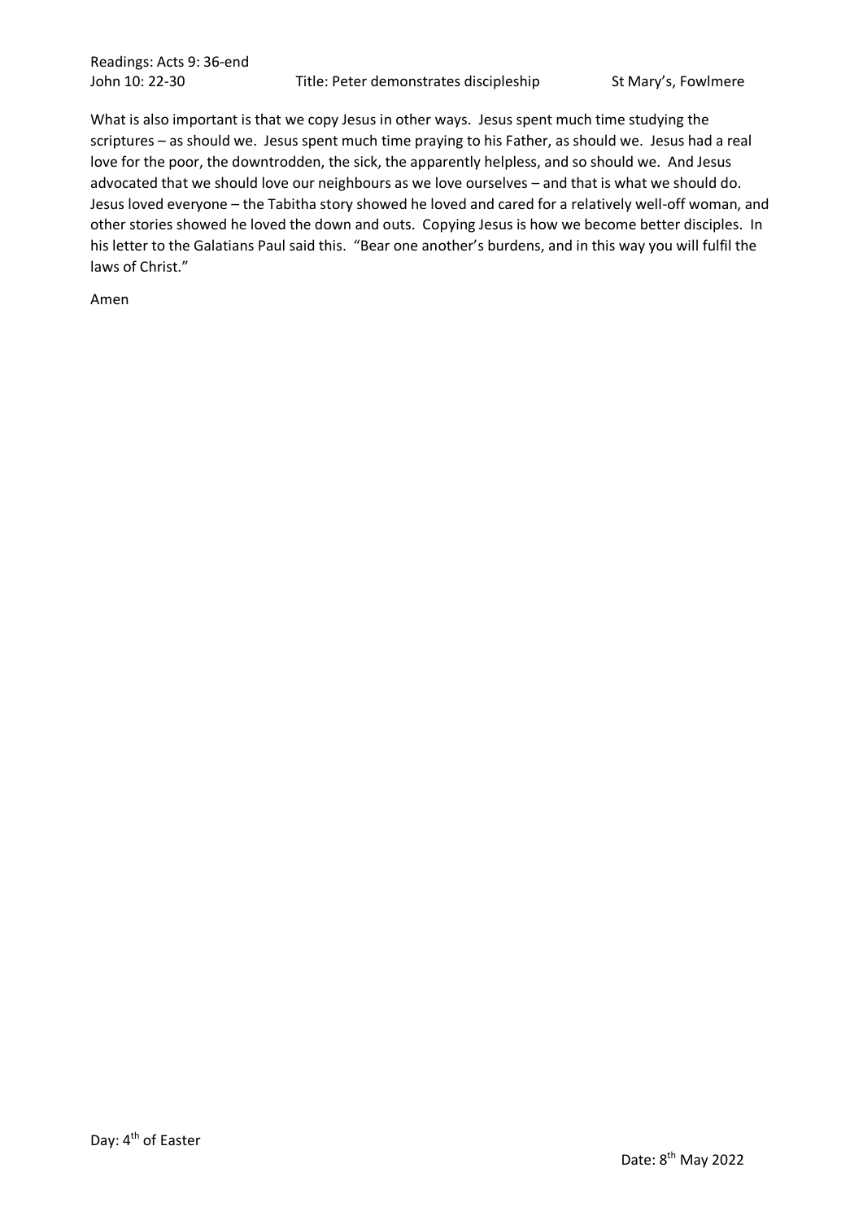What is also important is that we copy Jesus in other ways. Jesus spent much time studying the scriptures – as should we. Jesus spent much time praying to his Father, as should we. Jesus had a real love for the poor, the downtrodden, the sick, the apparently helpless, and so should we. And Jesus advocated that we should love our neighbours as we love ourselves – and that is what we should do. Jesus loved everyone – the Tabitha story showed he loved and cared for a relatively well-off woman, and other stories showed he loved the down and outs. Copying Jesus is how we become better disciples. In his letter to the Galatians Paul said this. "Bear one another's burdens, and in this way you will fulfil the laws of Christ."

Amen